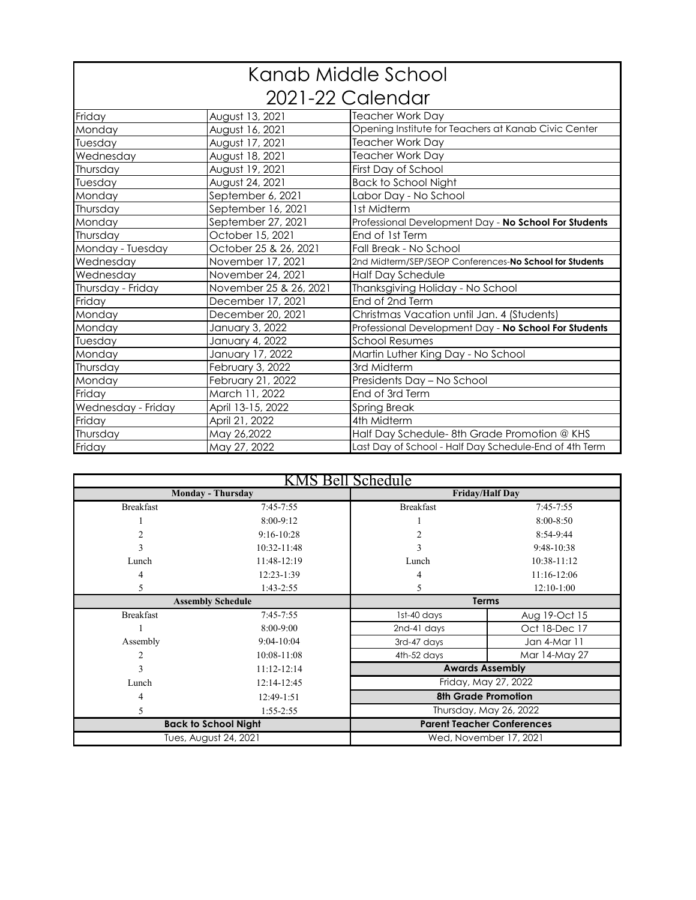# Kanab Middle School
## 2021-22 Calendar

| Day | Date | Event |
|---|---|---|
| Friday | August 13, 2021 | Teacher Work Day |
| Monday | August 16, 2021 | Opening Institute for Teachers at Kanab Civic Center |
| Tuesday | August 17, 2021 | Teacher Work Day |
| Wednesday | August 18, 2021 | Teacher Work Day |
| Thursday | August 19, 2021 | First Day of School |
| Tuesday | August 24, 2021 | Back to School Night |
| Monday | September 6, 2021 | Labor Day - No School |
| Thursday | September 16, 2021 | 1st Midterm |
| Monday | September 27, 2021 | Professional Development Day - **No School For Students** |
| Thursday | October 15, 2021 | End of 1st Term |
| Monday - Tuesday | October 25 & 26, 2021 | Fall Break - No School |
| Wednesday | November 17, 2021 | 2nd Midterm/SEP/SEOP Conferences-**No School for Students** |
| Wednesday | November 24, 2021 | Half Day Schedule |
| Thursday - Friday | November 25 & 26, 2021 | Thanksgiving Holiday - No School |
| Friday | December 17, 2021 | End of 2nd Term |
| Monday | December 20, 2021 | Christmas Vacation until Jan. 4 (Students) |
| Monday | January 3, 2022 | Professional Development Day - **No School For Students** |
| Tuesday | January 4, 2022 | School Resumes |
| Monday | January 17, 2022 | Martin Luther King Day - No School |
| Thursday | February 3, 2022 | 3rd Midterm |
| Monday | February 21, 2022 | Presidents Day – No School |
| Friday | March 11, 2022 | End of 3rd Term |
| Wednesday - Friday | April 13-15, 2022 | Spring Break |
| Friday | April 21, 2022 | 4th Midterm |
| Thursday | May 26,2022 | Half Day Schedule- 8th Grade Promotion @ KHS |
| Friday | May 27, 2022 | Last Day of School - Half Day Schedule-End of 4th Term |

## KMS Bell Schedule

| Monday - Thursday | | Friday/Half Day | |
|---|---|---|---|
| Breakfast | 7:45-7:55 | Breakfast | 7:45-7:55 |
| 1 | 8:00-9:12 | 1 | 8:00-8:50 |
| 2 | 9:16-10:28 | 2 | 8:54-9:44 |
| 3 | 10:32-11:48 | 3 | 9:48-10:38 |
| Lunch | 11:48-12:19 | Lunch | 10:38-11:12 |
| 4 | 12:23-1:39 | 4 | 11:16-12:06 |
| 5 | 1:43-2:55 | 5 | 12:10-1:00 |

| Assembly Schedule | |
|---|---|
| Breakfast | 7:45-7:55 |
| 1 | 8:00-9:00 |
| Assembly | 9:04-10:04 |
| 2 | 10:08-11:08 |
| 3 | 11:12-12:14 |
| Lunch | 12:14-12:45 |
| 4 | 12:49-1:51 |
| 5 | 1:55-2:55 |

| Terms | |
|---|---|
| 1st-40 days | Aug 19-Oct 15 |
| 2nd-41 days | Oct 18-Dec 17 |
| 3rd-47 days | Jan 4-Mar 11 |
| 4th-52 days | Mar 14-May 27 |

**Awards Assembly**
Friday, May 27, 2022

**8th Grade Promotion**
Thursday, May 26, 2022

**Back to School Night**
Tues, August 24, 2021

**Parent Teacher Conferences**
Wed, November 17, 2021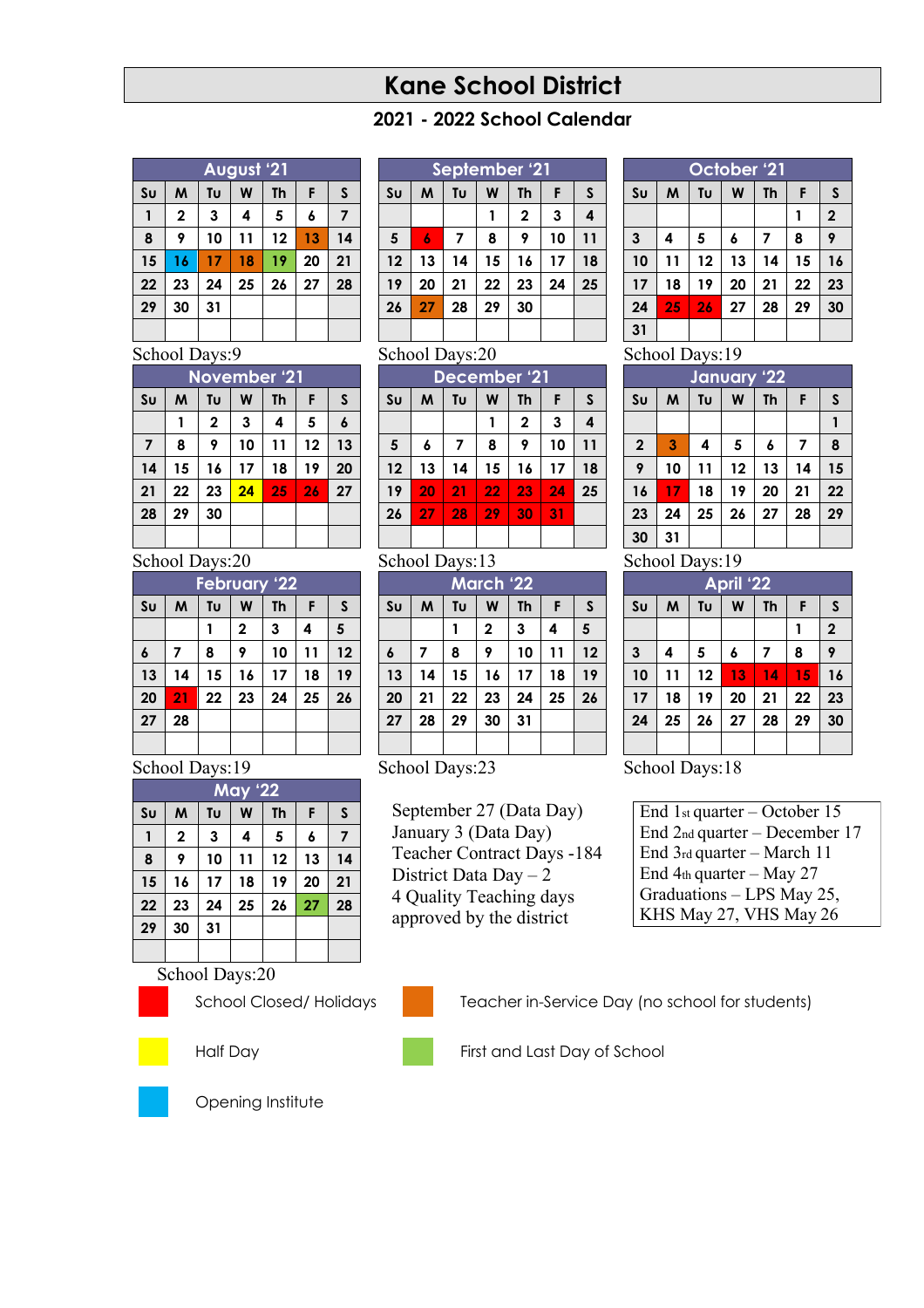# Kane School District

## 2021 - 2022 School Calendar

### August '21

| Su | M | Tu | W | Th | F | S |
|---|---|---|---|---|---|---|
| 1 | 2 | 3 | 4 | 5 | 6 | 7 |
| 8 | 9 | 10 | 11 | 12 | 13 | 14 |
| 15 | 16 | 17 | 18 | 19 | 20 | 21 |
| 22 | 23 | 24 | 25 | 26 | 27 | 28 |
| 29 | 30 | 31 | | | | |

School Days:9

### September '21

| Su | M | Tu | W | Th | F | S |
|---|---|---|---|---|---|---|
| | | | 1 | 2 | 3 | 4 |
| 5 | 6 | 7 | 8 | 9 | 10 | 11 |
| 12 | 13 | 14 | 15 | 16 | 17 | 18 |
| 19 | 20 | 21 | 22 | 23 | 24 | 25 |
| 26 | 27 | 28 | 29 | 30 | | |

School Days:20

### October '21

| Su | M | Tu | W | Th | F | S |
|---|---|---|---|---|---|---|
| | | | | | 1 | 2 |
| 3 | 4 | 5 | 6 | 7 | 8 | 9 |
| 10 | 11 | 12 | 13 | 14 | 15 | 16 |
| 17 | 18 | 19 | 20 | 21 | 22 | 23 |
| 24 | 25 | 26 | 27 | 28 | 29 | 30 |
| 31 | | | | | | |

School Days:19

### November '21

| Su | M | Tu | W | Th | F | S |
|---|---|---|---|---|---|---|
| | 1 | 2 | 3 | 4 | 5 | 6 |
| 7 | 8 | 9 | 10 | 11 | 12 | 13 |
| 14 | 15 | 16 | 17 | 18 | 19 | 20 |
| 21 | 22 | 23 | 24 | 25 | 26 | 27 |
| 28 | 29 | 30 | | | | |

School Days:20

### December '21

| Su | M | Tu | W | Th | F | S |
|---|---|---|---|---|---|---|
| | | | 1 | 2 | 3 | 4 |
| 5 | 6 | 7 | 8 | 9 | 10 | 11 |
| 12 | 13 | 14 | 15 | 16 | 17 | 18 |
| 19 | 20 | 21 | 22 | 23 | 24 | 25 |
| 26 | 27 | 28 | 29 | 30 | 31 | |

School Days:13

### January '22

| Su | M | Tu | W | Th | F | S |
|---|---|---|---|---|---|---|
| | | | | | | 1 |
| 2 | 3 | 4 | 5 | 6 | 7 | 8 |
| 9 | 10 | 11 | 12 | 13 | 14 | 15 |
| 16 | 17 | 18 | 19 | 20 | 21 | 22 |
| 23 | 24 | 25 | 26 | 27 | 28 | 29 |
| 30 | 31 | | | | | |

School Days:19

### February '22

| Su | M | Tu | W | Th | F | S |
|---|---|---|---|---|---|---|
| | | 1 | 2 | 3 | 4 | 5 |
| 6 | 7 | 8 | 9 | 10 | 11 | 12 |
| 13 | 14 | 15 | 16 | 17 | 18 | 19 |
| 20 | 21 | 22 | 23 | 24 | 25 | 26 |
| 27 | 28 | | | | | |

School Days:19

### March '22

| Su | M | Tu | W | Th | F | S |
|---|---|---|---|---|---|---|
| | | 1 | 2 | 3 | 4 | 5 |
| 6 | 7 | 8 | 9 | 10 | 11 | 12 |
| 13 | 14 | 15 | 16 | 17 | 18 | 19 |
| 20 | 21 | 22 | 23 | 24 | 25 | 26 |
| 27 | 28 | 29 | 30 | 31 | | |

School Days:23

### April '22

| Su | M | Tu | W | Th | F | S |
|---|---|---|---|---|---|---|
| | | | | | 1 | 2 |
| 3 | 4 | 5 | 6 | 7 | 8 | 9 |
| 10 | 11 | 12 | 13 | 14 | 15 | 16 |
| 17 | 18 | 19 | 20 | 21 | 22 | 23 |
| 24 | 25 | 26 | 27 | 28 | 29 | 30 |

School Days:18

### May '22

| Su | M | Tu | W | Th | F | S |
|---|---|---|---|---|---|---|
| 1 | 2 | 3 | 4 | 5 | 6 | 7 |
| 8 | 9 | 10 | 11 | 12 | 13 | 14 |
| 15 | 16 | 17 | 18 | 19 | 20 | 21 |
| 22 | 23 | 24 | 25 | 26 | 27 | 28 |
| 29 | 30 | 31 | | | | |

School Days:20

September 27 (Data Day)
January 3 (Data Day)
Teacher Contract Days -184
District Data Day – 2
4 Quality Teaching days approved by the district

End 1st quarter – October 15
End 2nd quarter – December 17
End 3rd quarter – March 11
End 4th quarter – May 27
Graduations – LPS May 25, KHS May 27, VHS May 26

- School Closed/ Holidays
- Teacher in-Service Day (no school for students)
- Half Day
- First and Last Day of School
- Opening Institute